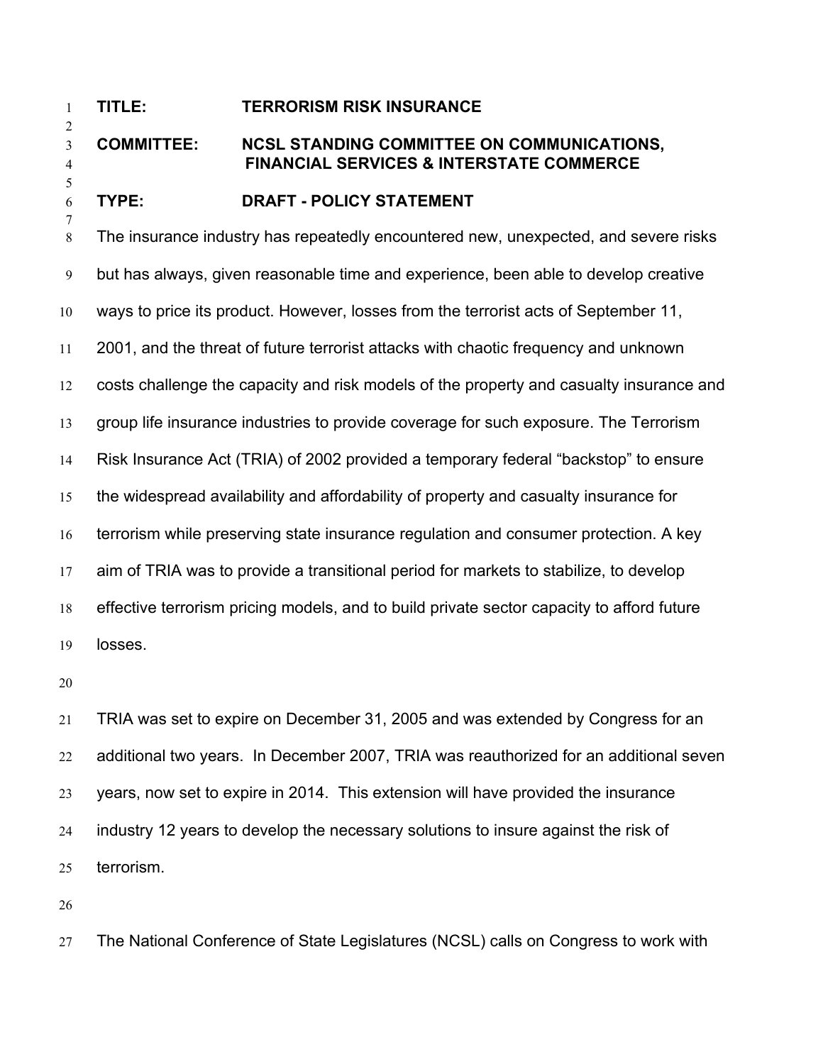**TITLE:** TERRORISM RISK INSURANCE

**COMMITTEE:** NCSL STANDING COMMITTEE ON COMMUNICATIONS, FINANCIAL SERVICES & INTERSTATE COMMERCE

**TYPE:** DRAFT - POLICY STATEMENT

The insurance industry has repeatedly encountered new, unexpected, and severe risks but has always, given reasonable time and experience, been able to develop creative ways to price its product. However, losses from the terrorist acts of September 11, 2001, and the threat of future terrorist attacks with chaotic frequency and unknown costs challenge the capacity and risk models of the property and casualty insurance and group life insurance industries to provide coverage for such exposure. The Terrorism Risk Insurance Act (TRIA) of 2002 provided a temporary federal "backstop" to ensure the widespread availability and affordability of property and casualty insurance for terrorism while preserving state insurance regulation and consumer protection. A key aim of TRIA was to provide a transitional period for markets to stabilize, to develop effective terrorism pricing models, and to build private sector capacity to afford future losses.

TRIA was set to expire on December 31, 2005 and was extended by Congress for an additional two years. In December 2007, TRIA was reauthorized for an additional seven years, now set to expire in 2014. This extension will have provided the insurance industry 12 years to develop the necessary solutions to insure against the risk of terrorism.

The National Conference of State Legislatures (NCSL) calls on Congress to work with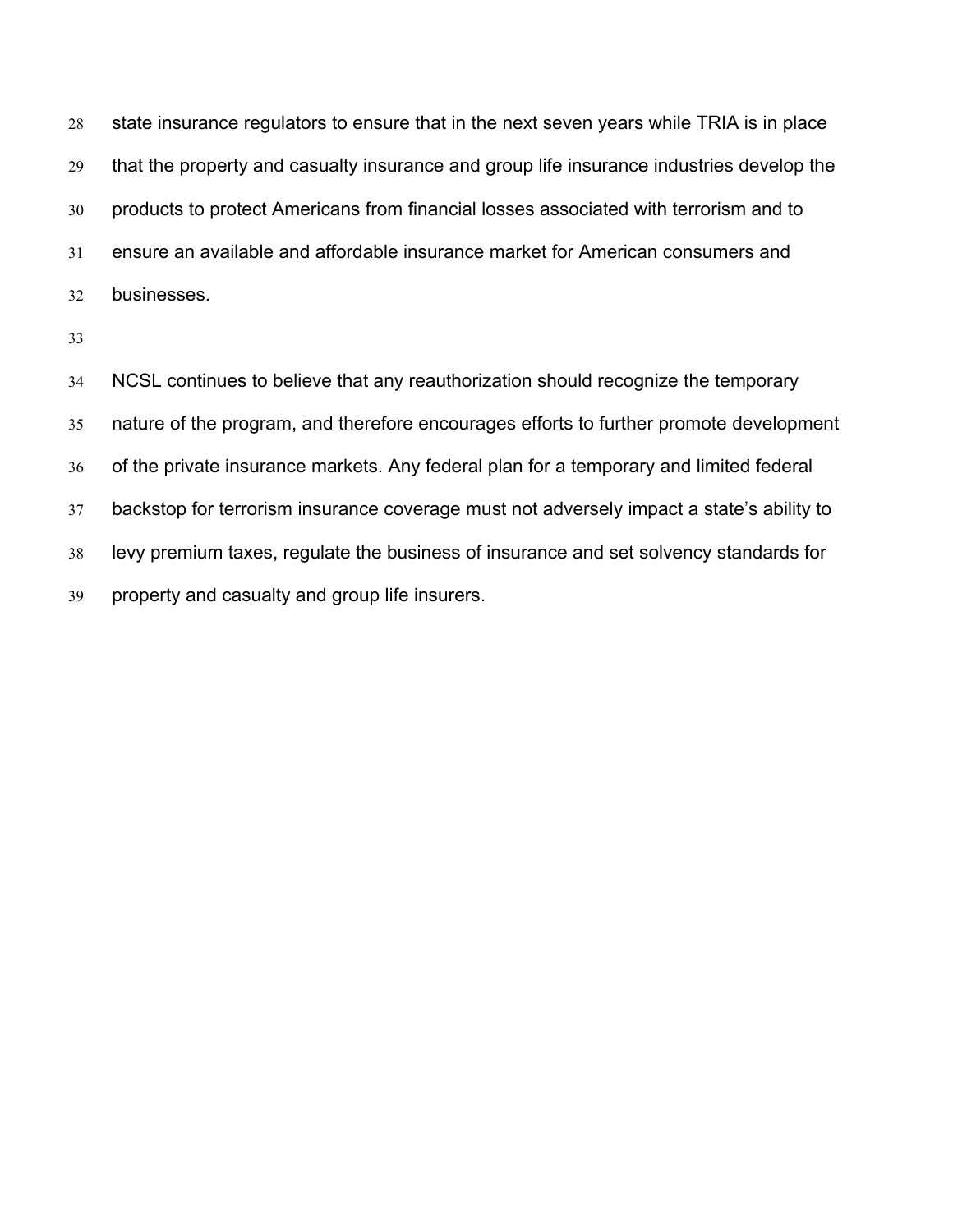state insurance regulators to ensure that in the next seven years while TRIA is in place that the property and casualty insurance and group life insurance industries develop the products to protect Americans from financial losses associated with terrorism and to ensure an available and affordable insurance market for American consumers and businesses.

NCSL continues to believe that any reauthorization should recognize the temporary nature of the program, and therefore encourages efforts to further promote development of the private insurance markets. Any federal plan for a temporary and limited federal backstop for terrorism insurance coverage must not adversely impact a state's ability to levy premium taxes, regulate the business of insurance and set solvency standards for property and casualty and group life insurers.